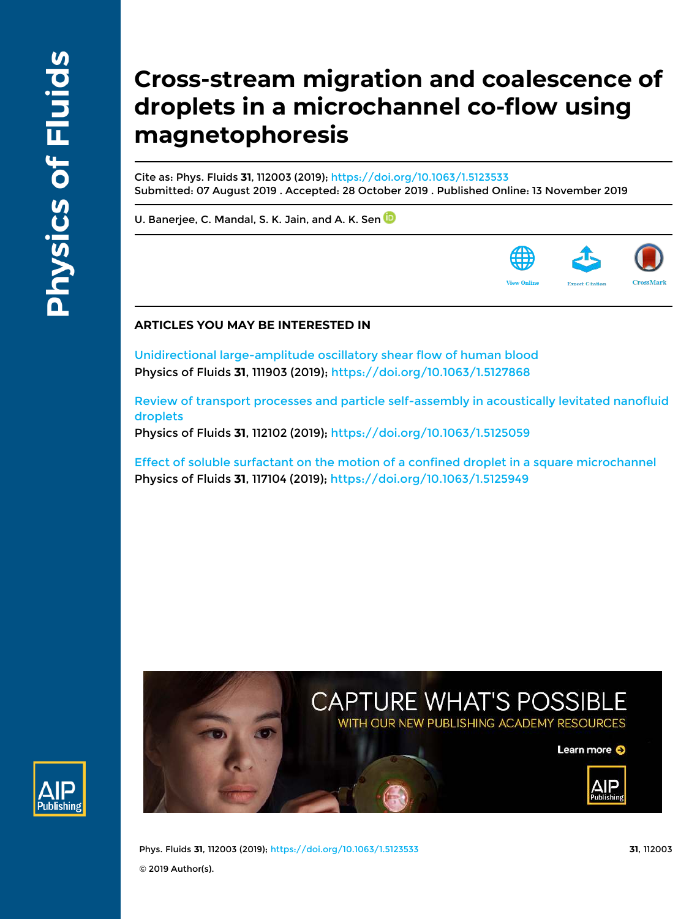# Cross-stream migration and coalescence of droplets in a microchannel co-flow using magnetophoresis

Cite as: Phys. Fluids **31**, 112003 (2019); https://doi.org/10.1063/1.5123533
Submitted: 07 August 2019 . Accepted: 28 October 2019 . Published Online: 13 November 2019

U. Banerjee, C. Mandal, S. K. Jain, and A. K. Sen

View Online | Export Citation | CrossMark

## ARTICLES YOU MAY BE INTERESTED IN

Unidirectional large-amplitude oscillatory shear flow of human blood
Physics of Fluids **31**, 111903 (2019); https://doi.org/10.1063/1.5127868

Review of transport processes and particle self-assembly in acoustically levitated nanofluid droplets
Physics of Fluids **31**, 112102 (2019); https://doi.org/10.1063/1.5125059

Effect of soluble surfactant on the motion of a confined droplet in a square microchannel
Physics of Fluids **31**, 117104 (2019); https://doi.org/10.1063/1.5125949

© 2019 Author(s).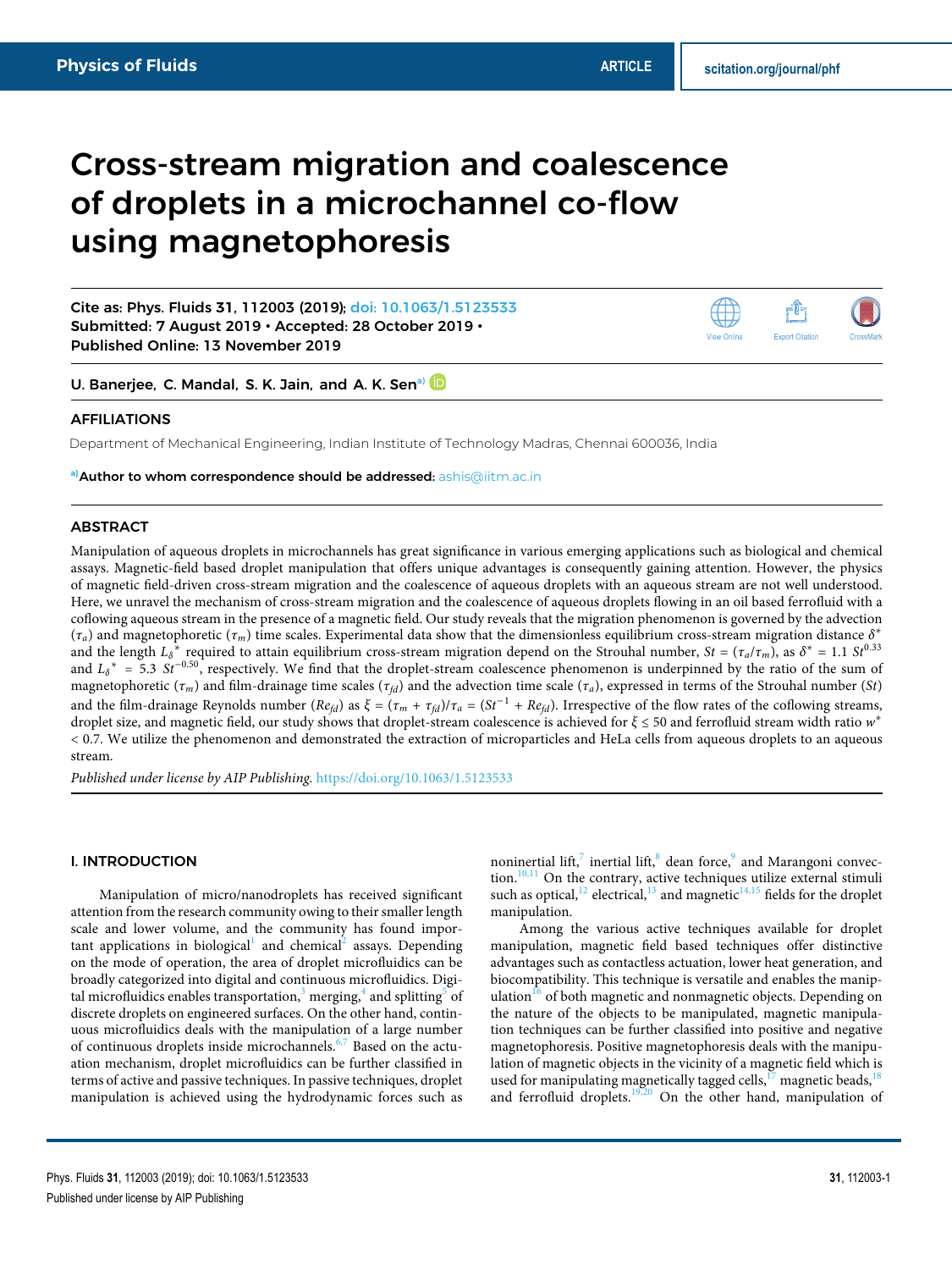# Cross-stream migration and coalescence of droplets in a microchannel co-flow using magnetophoresis

Cite as: Phys. Fluids 31, 112003 (2019); doi: 10.1063/1.5123533
Submitted: 7 August 2019 • Accepted: 28 October 2019 •
Published Online: 13 November 2019

U. Banerjee, C. Mandal, S. K. Jain, and A. K. Sen[a)]

## AFFILIATIONS

Department of Mechanical Engineering, Indian Institute of Technology Madras, Chennai 600036, India

[a)]Author to whom correspondence should be addressed: ashis@iitm.ac.in

## ABSTRACT

Manipulation of aqueous droplets in microchannels has great significance in various emerging applications such as biological and chemical assays. Magnetic-field based droplet manipulation that offers unique advantages is consequently gaining attention. However, the physics of magnetic field-driven cross-stream migration and the coalescence of aqueous droplets with an aqueous stream are not well understood. Here, we unravel the mechanism of cross-stream migration and the coalescence of aqueous droplets flowing in an oil based ferrofluid with a coflowing aqueous stream in the presence of a magnetic field. Our study reveals that the migration phenomenon is governed by the advection ($\tau_a$) and magnetophoretic ($\tau_m$) time scales. Experimental data show that the dimensionless equilibrium cross-stream migration distance $\delta^*$ and the length $L_\delta{}^*$ required to attain equilibrium cross-stream migration depend on the Strouhal number, $St = (\tau_a/\tau_m)$, as $\delta^* = 1.1\ St^{0.33}$ and $L_\delta{}^* = 5.3\ St^{-0.50}$, respectively. We find that the droplet-stream coalescence phenomenon is underpinned by the ratio of the sum of magnetophoretic ($\tau_m$) and film-drainage time scales ($\tau_{fd}$) and the advection time scale ($\tau_a$), expressed in terms of the Strouhal number ($St$) and the film-drainage Reynolds number ($Re_{fd}$) as $\xi = (\tau_m + \tau_{fd})/\tau_a = (St^{-1} + Re_{fd})$. Irrespective of the flow rates of the coflowing streams, droplet size, and magnetic field, our study shows that droplet-stream coalescence is achieved for $\xi \leq 50$ and ferrofluid stream width ratio $w^*$ < 0.7. We utilize the phenomenon and demonstrated the extraction of microparticles and HeLa cells from aqueous droplets to an aqueous stream.

*Published under license by AIP Publishing.* https://doi.org/10.1063/1.5123533

## I. INTRODUCTION

Manipulation of micro/nanodroplets has received significant attention from the research community owing to their smaller length scale and lower volume, and the community has found important applications in biological[1] and chemical[2] assays. Depending on the mode of operation, the area of droplet microfluidics can be broadly categorized into digital and continuous microfluidics. Digital microfluidics enables transportation,[3] merging,[4] and splitting[5] of discrete droplets on engineered surfaces. On the other hand, continuous microfluidics deals with the manipulation of a large number of continuous droplets inside microchannels.[6,7] Based on the actuation mechanism, droplet microfluidics can be further classified in terms of active and passive techniques. In passive techniques, droplet manipulation is achieved using the hydrodynamic forces such as noninertial lift,[7] inertial lift,[8] dean force,[9] and Marangoni convection.[10,11] On the contrary, active techniques utilize external stimuli such as optical,[12] electrical,[13] and magnetic[14,15] fields for the droplet manipulation.

Among the various active techniques available for droplet manipulation, magnetic field based techniques offer distinctive advantages such as contactless actuation, lower heat generation, and biocompatibility. This technique is versatile and enables the manipulation[16] of both magnetic and nonmagnetic objects. Depending on the nature of the objects to be manipulated, magnetic manipulation techniques can be further classified into positive and negative magnetophoresis. Positive magnetophoresis deals with the manipulation of magnetic objects in the vicinity of a magnetic field which is used for manipulating magnetically tagged cells,[17] magnetic beads,[18] and ferrofluid droplets.[19,20] On the other hand, manipulation of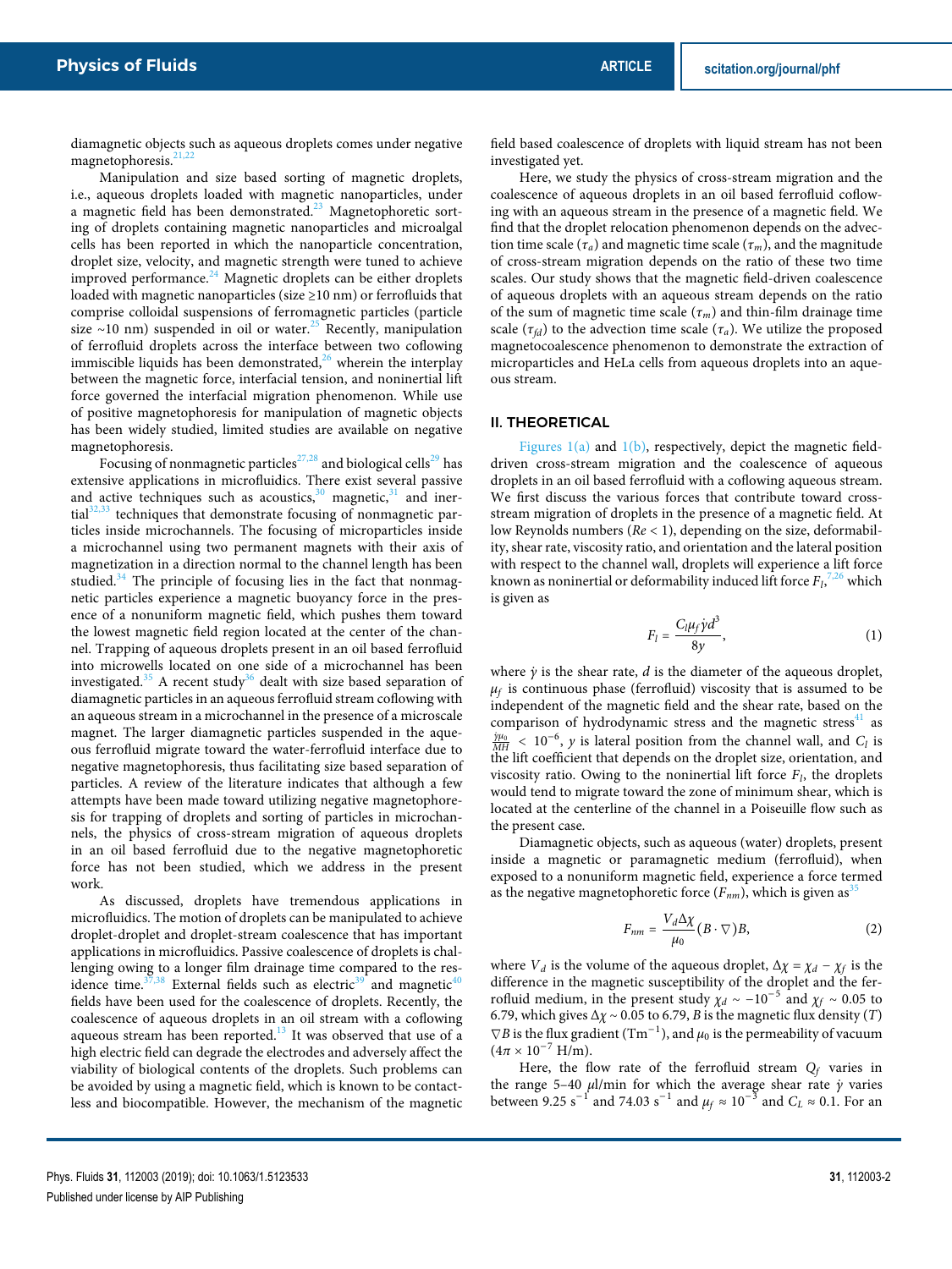diamagnetic objects such as aqueous droplets comes under negative magnetophoresis.[21,22]

Manipulation and size based sorting of magnetic droplets, i.e., aqueous droplets loaded with magnetic nanoparticles, under a magnetic field has been demonstrated.[23] Magnetophoretic sorting of droplets containing magnetic nanoparticles and microalgal cells has been reported in which the nanoparticle concentration, droplet size, velocity, and magnetic strength were tuned to achieve improved performance.[24] Magnetic droplets can be either droplets loaded with magnetic nanoparticles (size ≥10 nm) or ferrofluids that comprise colloidal suspensions of ferromagnetic particles (particle size ~10 nm) suspended in oil or water.[25] Recently, manipulation of ferrofluid droplets across the interface between two coflowing immiscible liquids has been demonstrated,[26] wherein the interplay between the magnetic force, interfacial tension, and noninertial lift force governed the interfacial migration phenomenon. While use of positive magnetophoresis for manipulation of magnetic objects has been widely studied, limited studies are available on negative magnetophoresis.

Focusing of nonmagnetic particles[27,28] and biological cells[29] has extensive applications in microfluidics. There exist several passive and active techniques such as acoustics,[30] magnetic,[31] and inertial[32,33] techniques that demonstrate focusing of nonmagnetic particles inside microchannels. The focusing of microparticles inside a microchannel using two permanent magnets with their axis of magnetization in a direction normal to the channel length has been studied.[34] The principle of focusing lies in the fact that nonmagnetic particles experience a magnetic buoyancy force in the presence of a nonuniform magnetic field, which pushes them toward the lowest magnetic field region located at the center of the channel. Trapping of aqueous droplets present in an oil based ferrofluid into microwells located on one side of a microchannel has been investigated.[35] A recent study[36] dealt with size based separation of diamagnetic particles in an aqueous ferrofluid stream coflowing with an aqueous stream in a microchannel in the presence of a microscale magnet. The larger diamagnetic particles suspended in the aqueous ferrofluid migrate toward the water-ferrofluid interface due to negative magnetophoresis, thus facilitating size based separation of particles. A review of the literature indicates that although a few attempts have been made toward utilizing negative magnetophoresis for trapping of droplets and sorting of particles in microchannels, the physics of cross-stream migration of aqueous droplets in an oil based ferrofluid due to the negative magnetophoretic force has not been studied, which we address in the present work.

As discussed, droplets have tremendous applications in microfluidics. The motion of droplets can be manipulated to achieve droplet-droplet and droplet-stream coalescence that has important applications in microfluidics. Passive coalescence of droplets is challenging owing to a longer film drainage time compared to the residence time.[37,38] External fields such as electric[39] and magnetic[40] fields have been used for the coalescence of droplets. Recently, the coalescence of aqueous droplets in an oil stream with a coflowing aqueous stream has been reported.[13] It was observed that use of a high electric field can degrade the electrodes and adversely affect the viability of biological contents of the droplets. Such problems can be avoided by using a magnetic field, which is known to be contactless and biocompatible. However, the mechanism of the magnetic field based coalescence of droplets with liquid stream has not been investigated yet.

Here, we study the physics of cross-stream migration and the coalescence of aqueous droplets in an oil based ferrofluid coflowing with an aqueous stream in the presence of a magnetic field. We find that the droplet relocation phenomenon depends on the advection time scale ($\tau_a$) and magnetic time scale ($\tau_m$), and the magnitude of cross-stream migration depends on the ratio of these two time scales. Our study shows that the magnetic field-driven coalescence of aqueous droplets with an aqueous stream depends on the ratio of the sum of magnetic time scale ($\tau_m$) and thin-film drainage time scale ($\tau_{fd}$) to the advection time scale ($\tau_a$). We utilize the proposed magnetocoalescence phenomenon to demonstrate the extraction of microparticles and HeLa cells from aqueous droplets into an aqueous stream.

## II. THEORETICAL

Figures 1(a) and 1(b), respectively, depict the magnetic field-driven cross-stream migration and the coalescence of aqueous droplets in an oil based ferrofluid with a coflowing aqueous stream. We first discuss the various forces that contribute toward cross-stream migration of droplets in the presence of a magnetic field. At low Reynolds numbers ($Re < 1$), depending on the size, deformability, shear rate, viscosity ratio, and orientation and the lateral position with respect to the channel wall, droplets will experience a lift force known as noninertial or deformability induced lift force $F_l$,[7,26] which is given as

$$F_l = \frac{C_l \mu_f \dot{\gamma} d^3}{8y}, \tag{1}$$

where $\dot{\gamma}$ is the shear rate, $d$ is the diameter of the aqueous droplet, $\mu_f$ is continuous phase (ferrofluid) viscosity that is assumed to be independent of the magnetic field and the shear rate, based on the comparison of hydrodynamic stress and the magnetic stress[41] as $\frac{\dot{\gamma}\mu_0}{MH} < 10^{-6}$, $y$ is lateral position from the channel wall, and $C_l$ is the lift coefficient that depends on the droplet size, orientation, and viscosity ratio. Owing to the noninertial lift force $F_l$, the droplets would tend to migrate toward the zone of minimum shear, which is located at the centerline of the channel in a Poiseuille flow such as the present case.

Diamagnetic objects, such as aqueous (water) droplets, present inside a magnetic or paramagnetic medium (ferrofluid), when exposed to a nonuniform magnetic field, experience a force termed as the negative magnetophoretic force ($F_{nm}$), which is given as[35]

$$F_{nm} = \frac{V_d \Delta\chi}{\mu_0}(B \cdot \nabla)B, \tag{2}$$

where $V_d$ is the volume of the aqueous droplet, $\Delta\chi = \chi_d - \chi_f$ is the difference in the magnetic susceptibility of the droplet and the ferrofluid medium, in the present study $\chi_d \sim -10^{-5}$ and $\chi_f \sim 0.05$ to 6.79, which gives $\Delta\chi \sim 0.05$ to 6.79, $B$ is the magnetic flux density (T) $\nabla B$ is the flux gradient (Tm$^{-1}$), and $\mu_0$ is the permeability of vacuum ($4\pi \times 10^{-7}$ H/m).

Here, the flow rate of the ferrofluid stream $Q_f$ varies in the range 5–40 $\mu$l/min for which the average shear rate $\dot{\gamma}$ varies between 9.25 s$^{-1}$ and 74.03 s$^{-1}$ and $\mu_f \approx 10^{-3}$ and $C_L \approx 0.1$. For an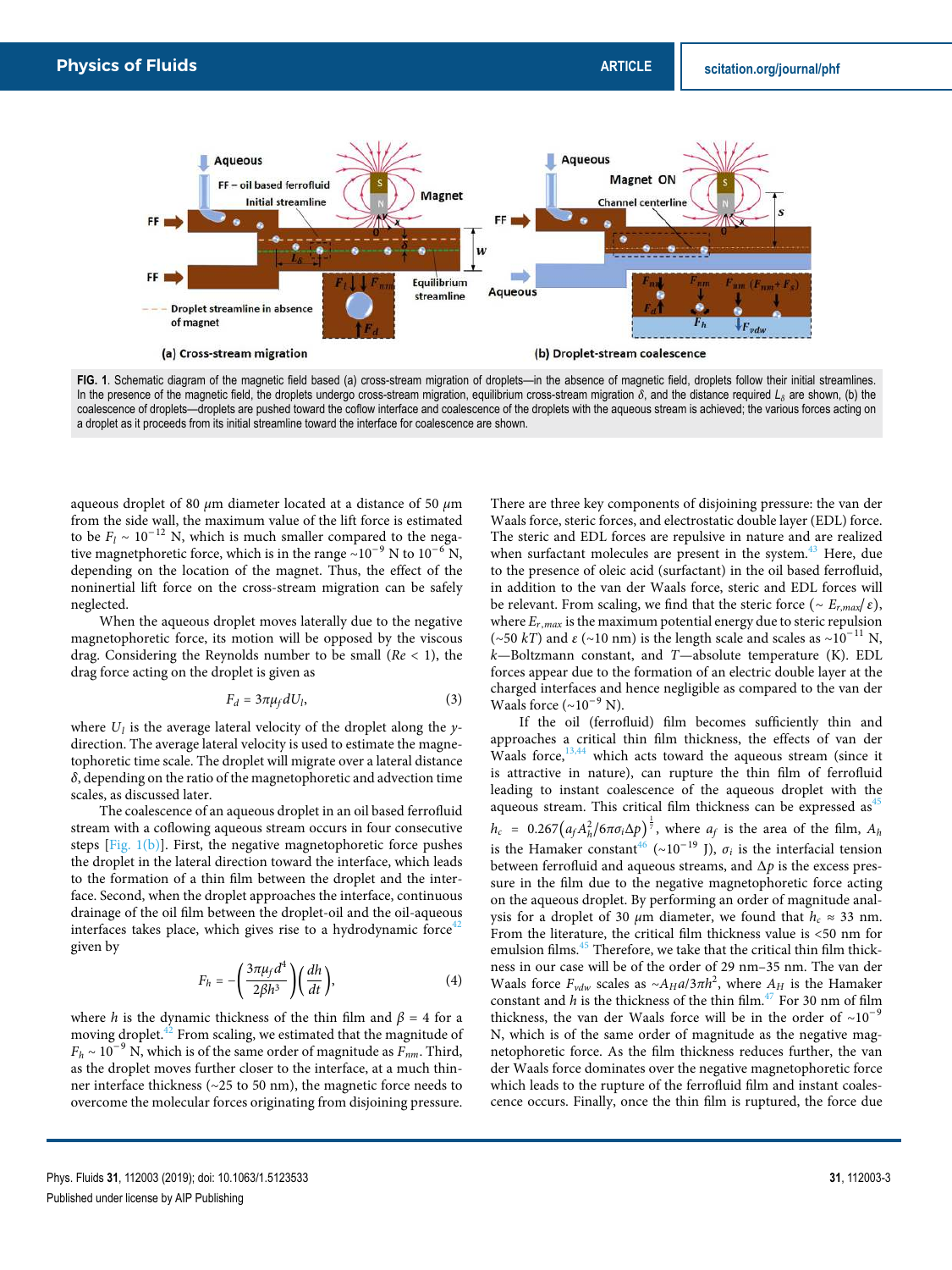FIG. 1. Schematic diagram of the magnetic field based (a) cross-stream migration of droplets—in the absence of magnetic field, droplets follow their initial streamlines. In the presence of the magnetic field, the droplets undergo cross-stream migration, equilibrium cross-stream migration $\delta$, and the distance required $L_\delta$ are shown, (b) the coalescence of droplets—droplets are pushed toward the coflow interface and coalescence of the droplets with the aqueous stream is achieved; the various forces acting on a droplet as it proceeds from its initial streamline toward the interface for coalescence are shown.

aqueous droplet of 80 $\mu$m diameter located at a distance of 50 $\mu$m from the side wall, the maximum value of the lift force is estimated to be $F_l \sim 10^{-12}$ N, which is much smaller compared to the negative magnetophoretic force, which is in the range ~$10^{-9}$ N to $10^{-6}$ N, depending on the location of the magnet. Thus, the effect of the noninertial lift force on the cross-stream migration can be safely neglected.

When the aqueous droplet moves laterally due to the negative magnetophoretic force, its motion will be opposed by the viscous drag. Considering the Reynolds number to be small ($Re < 1$), the drag force acting on the droplet is given as

$$F_d = 3\pi\mu_f dU_l, \tag{3}$$

where $U_l$ is the average lateral velocity of the droplet along the $y$-direction. The average lateral velocity is used to estimate the magnetophoretic time scale. The droplet will migrate over a lateral distance $\delta$, depending on the ratio of the magnetophoretic and advection time scales, as discussed later.

The coalescence of an aqueous droplet in an oil based ferrofluid stream with a coflowing aqueous stream occurs in four consecutive steps [Fig. 1(b)]. First, the negative magnetophoretic force pushes the droplet in the lateral direction toward the interface, which leads to the formation of a thin film between the droplet and the interface. Second, when the droplet approaches the interface, continuous drainage of the oil film between the droplet-oil and the oil-aqueous interfaces takes place, which gives rise to a hydrodynamic force[42] given by

$$F_h = -\left(\frac{3\pi\mu_f d^4}{2\beta h^3}\right)\left(\frac{dh}{dt}\right), \tag{4}$$

where $h$ is the dynamic thickness of the thin film and $\beta = 4$ for a moving droplet.[42] From scaling, we estimated that the magnitude of $F_h \sim 10^{-9}$ N, which is of the same order of magnitude as $F_{nm}$. Third, as the droplet moves further closer to the interface, at a much thinner interface thickness (~25 to 50 nm), the magnetic force needs to overcome the molecular forces originating from disjoining pressure. There are three key components of disjoining pressure: the van der Waals force, steric forces, and electrostatic double layer (EDL) force. The steric and EDL forces are repulsive in nature and are realized when surfactant molecules are present in the system.[43] Here, due to the presence of oleic acid (surfactant) in the oil based ferrofluid, in addition to the van der Waals force, steric and EDL forces will be relevant. From scaling, we find that the steric force (~ $E_{r,max}/\varepsilon$), where $E_{r,max}$ is the maximum potential energy due to steric repulsion (~50 $kT$) and $\varepsilon$ (~10 nm) is the length scale and scales as ~$10^{-11}$ N, $k$—Boltzmann constant, and $T$—absolute temperature (K). EDL forces appear due to the formation of an electric double layer at the charged interfaces and hence negligible as compared to the van der Waals force (~$10^{-9}$ N).

If the oil (ferrofluid) film becomes sufficiently thin and approaches a critical thin film thickness, the effects of van der Waals force,[13,44] which acts toward the aqueous stream (since it is attractive in nature), can rupture the thin film of ferrofluid leading to instant coalescence of the aqueous droplet with the aqueous stream. This critical film thickness can be expressed as[45] $h_c = 0.267\left(a_f A_h^2/6\pi\sigma_i\Delta p\right)^{\frac{1}{7}}$, where $a_f$ is the area of the film, $A_h$ is the Hamaker constant[46] (~$10^{-19}$ J), $\sigma_i$ is the interfacial tension between ferrofluid and aqueous streams, and $\Delta p$ is the excess pressure in the film due to the negative magnetophoretic force acting on the aqueous droplet. By performing an order of magnitude analysis for a droplet of 30 $\mu$m diameter, we found that $h_c \approx 33$ nm. From the literature, the critical film thickness value is <50 nm for emulsion films.[45] Therefore, we take that the critical thin film thickness in our case will be of the order of 29 nm–35 nm. The van der Waals force $F_{vdw}$ scales as ~$A_H a/3\pi h^2$, where $A_H$ is the Hamaker constant and $h$ is the thickness of the thin film.[47] For 30 nm of film thickness, the van der Waals force will be in the order of ~$10^{-9}$ N, which is of the same order of magnitude as the negative magnetophoretic force. As the film thickness reduces further, the van der Waals force dominates over the negative magnetophoretic force which leads to the rupture of the ferrofluid film and instant coalescence occurs. Finally, once the thin film is ruptured, the force due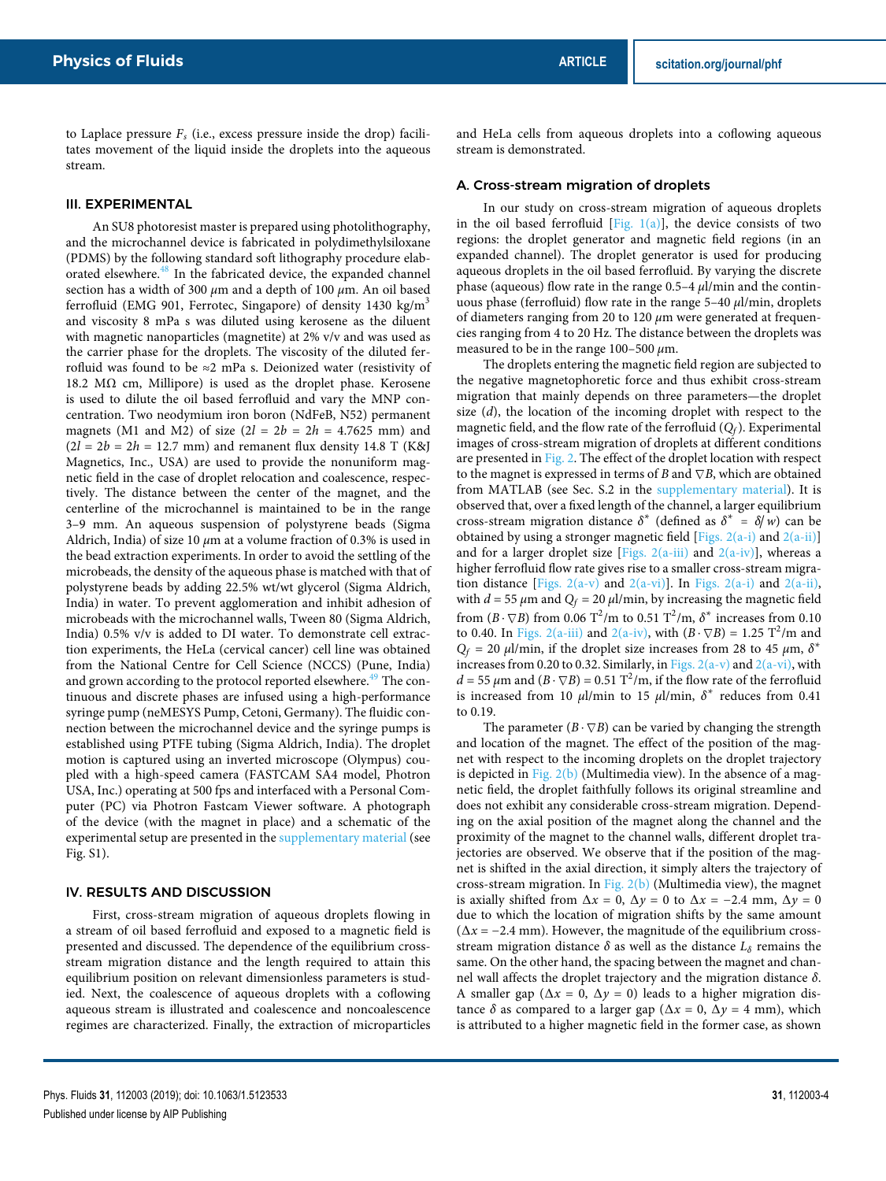to Laplace pressure $F_s$ (i.e., excess pressure inside the drop) facilitates movement of the liquid inside the droplets into the aqueous stream.

## III. EXPERIMENTAL

An SU8 photoresist master is prepared using photolithography, and the microchannel device is fabricated in polydimethylsiloxane (PDMS) by the following standard soft lithography procedure elaborated elsewhere.[48] In the fabricated device, the expanded channel section has a width of 300 $\mu$m and a depth of 100 $\mu$m. An oil based ferrofluid (EMG 901, Ferrotec, Singapore) of density 1430 kg/m$^3$ and viscosity 8 mPa s was diluted using kerosene as the diluent with magnetic nanoparticles (magnetite) at 2% v/v and was used as the carrier phase for the droplets. The viscosity of the diluted ferrofluid was found to be ≈2 mPa s. Deionized water (resistivity of 18.2 MΩ cm, Millipore) is used as the droplet phase. Kerosene is used to dilute the oil based ferrofluid and vary the MNP concentration. Two neodymium iron boron (NdFeB, N52) permanent magnets (M1 and M2) of size ($2l = 2b = 2h = 4.7625$ mm) and ($2l = 2b = 2h = 12.7$ mm) and remanent flux density 14.8 T (K&J Magnetics, Inc., USA) are used to provide the nonuniform magnetic field in the case of droplet relocation and coalescence, respectively. The distance between the center of the magnet, and the centerline of the microchannel is maintained to be in the range 3–9 mm. An aqueous suspension of polystyrene beads (Sigma Aldrich, India) of size 10 $\mu$m at a volume fraction of 0.3% is used in the bead extraction experiments. In order to avoid the settling of the microbeads, the density of the aqueous phase is matched with that of polystyrene beads by adding 22.5% wt/wt glycerol (Sigma Aldrich, India) in water. To prevent agglomeration and inhibit adhesion of microbeads with the microchannel walls, Tween 80 (Sigma Aldrich, India) 0.5% v/v is added to DI water. To demonstrate cell extraction experiments, the HeLa (cervical cancer) cell line was obtained from the National Centre for Cell Science (NCCS) (Pune, India) and grown according to the protocol reported elsewhere.[49] The continuous and discrete phases are infused using a high-performance syringe pump (neMESYS Pump, Cetoni, Germany). The fluidic connection between the microchannel device and the syringe pumps is established using PTFE tubing (Sigma Aldrich, India). The droplet motion is captured using an inverted microscope (Olympus) coupled with a high-speed camera (FASTCAM SA4 model, Photron USA, Inc.) operating at 500 fps and interfaced with a Personal Computer (PC) via Photron Fastcam Viewer software. A photograph of the device (with the magnet in place) and a schematic of the experimental setup are presented in the supplementary material (see Fig. S1).

## IV. RESULTS AND DISCUSSION

First, cross-stream migration of aqueous droplets flowing in a stream of oil based ferrofluid and exposed to a magnetic field is presented and discussed. The dependence of the equilibrium cross-stream migration distance and the length required to attain this equilibrium position on relevant dimensionless parameters is studied. Next, the coalescence of aqueous droplets with a coflowing aqueous stream is illustrated and coalescence and noncoalescence regimes are characterized. Finally, the extraction of microparticles and HeLa cells from aqueous droplets into a coflowing aqueous stream is demonstrated.

### A. Cross-stream migration of droplets

In our study on cross-stream migration of aqueous droplets in the oil based ferrofluid [Fig. 1(a)], the device consists of two regions: the droplet generator and magnetic field regions (in an expanded channel). The droplet generator is used for producing aqueous droplets in the oil based ferrofluid. By varying the discrete phase (aqueous) flow rate in the range 0.5–4 $\mu$l/min and the continuous phase (ferrofluid) flow rate in the range 5–40 $\mu$l/min, droplets of diameters ranging from 20 to 120 $\mu$m were generated at frequencies ranging from 4 to 20 Hz. The distance between the droplets was measured to be in the range 100–500 $\mu$m.

The droplets entering the magnetic field region are subjected to the negative magnetophoretic force and thus exhibit cross-stream migration that mainly depends on three parameters—the droplet size ($d$), the location of the incoming droplet with respect to the magnetic field, and the flow rate of the ferrofluid ($Q_f$). Experimental images of cross-stream migration of droplets at different conditions are presented in Fig. 2. The effect of the droplet location with respect to the magnet is expressed in terms of $B$ and $\nabla B$, which are obtained from MATLAB (see Sec. S.2 in the supplementary material). It is observed that, over a fixed length of the channel, a larger equilibrium cross-stream migration distance $\delta^*$ (defined as $\delta^* = \delta/w$) can be obtained by using a stronger magnetic field [Figs. 2(a-i) and 2(a-ii)] and for a larger droplet size [Figs. 2(a-iii) and 2(a-iv)], whereas a higher ferrofluid flow rate gives rise to a smaller cross-stream migration distance [Figs. 2(a-v) and 2(a-vi)]. In Figs. 2(a-i) and 2(a-ii), with $d = 55$ $\mu$m and $Q_f = 20$ $\mu$l/min, by increasing the magnetic field from $(B \cdot \nabla B)$ from 0.06 T$^2$/m to 0.51 T$^2$/m, $\delta^*$ increases from 0.10 to 0.40. In Figs. 2(a-iii) and 2(a-iv), with $(B \cdot \nabla B) = 1.25$ T$^2$/m and $Q_f = 20$ $\mu$l/min, if the droplet size increases from 28 to 45 $\mu$m, $\delta^*$ increases from 0.20 to 0.32. Similarly, in Figs. 2(a-v) and 2(a-vi), with $d = 55$ $\mu$m and $(B \cdot \nabla B) = 0.51$ T$^2$/m, if the flow rate of the ferrofluid is increased from 10 $\mu$l/min to 15 $\mu$l/min, $\delta^*$ reduces from 0.41 to 0.19.

The parameter $(B \cdot \nabla B)$ can be varied by changing the strength and location of the magnet. The effect of the position of the magnet with respect to the incoming droplets on the droplet trajectory is depicted in Fig. 2(b) (Multimedia view). In the absence of a magnetic field, the droplet faithfully follows its original streamline and does not exhibit any considerable cross-stream migration. Depending on the axial position of the magnet along the channel and the proximity of the magnet to the channel walls, different droplet trajectories are observed. We observe that if the position of the magnet is shifted in the axial direction, it simply alters the trajectory of cross-stream migration. In Fig. 2(b) (Multimedia view), the magnet is axially shifted from $\Delta x = 0$, $\Delta y = 0$ to $\Delta x = -2.4$ mm, $\Delta y = 0$ due to which the location of migration shifts by the same amount ($\Delta x = -2.4$ mm). However, the magnitude of the equilibrium cross-stream migration distance $\delta$ as well as the distance $L_\delta$ remains the same. On the other hand, the spacing between the magnet and channel wall affects the droplet trajectory and the migration distance $\delta$. A smaller gap ($\Delta x = 0$, $\Delta y = 0$) leads to a higher migration distance $\delta$ as compared to a larger gap ($\Delta x = 0$, $\Delta y = 4$ mm), which is attributed to a higher magnetic field in the former case, as shown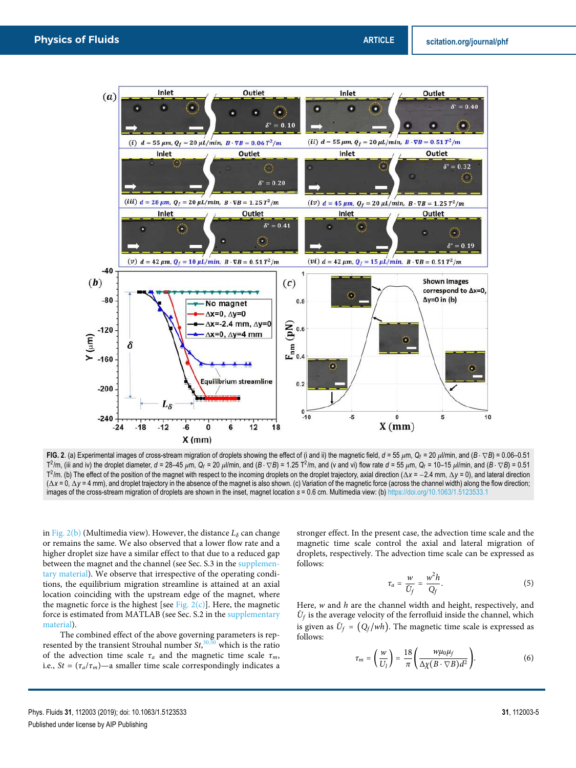**FIG. 2.** (a) Experimental images of cross-stream migration of droplets showing the effect of (i and ii) the magnetic field, $d$ = 55 $\mu$m, $Q_f$ = 20 $\mu$l/min, and $(B \cdot \nabla B)$ = 0.06–0.51 T$^2$/m, (iii and iv) the droplet diameter, $d$ = 28–45 $\mu$m, $Q_f$ = 20 $\mu$l/min, and $(B \cdot \nabla B)$ = 1.25 T$^2$/m, and (v and vi) flow rate $d$ = 55 $\mu$m, $Q_f$ = 10–15 $\mu$l/min, and $(B \cdot \nabla B)$ = 0.51 T$^2$/m. (b) The effect of the position of the magnet with respect to the incoming droplets on the droplet trajectory, axial direction ($\Delta x$ = −2.4 mm, $\Delta y$ = 0), and lateral direction ($\Delta x$ = 0, $\Delta y$ = 4 mm), and droplet trajectory in the absence of the magnet is also shown. (c) Variation of the magnetic force (across the channel width) along the flow direction; images of the cross-stream migration of droplets are shown in the inset, magnet location $s$ = 0.6 cm. Multimedia view: (b) https://doi.org/10.1063/1.5123533.1

in Fig. 2(b) (Multimedia view). However, the distance $L_\delta$ can change or remains the same. We also observed that a lower flow rate and a higher droplet size have a similar effect to that due to a reduced gap between the magnet and the channel (see Sec. S.3 in the supplementary material). We observe that irrespective of the operating conditions, the equilibrium migration streamline is attained at an axial location coinciding with the upstream edge of the magnet, where the magnetic force is the highest [see Fig. 2(c)]. Here, the magnetic force is estimated from MATLAB (see Sec. S.2 in the supplementary material).

The combined effect of the above governing parameters is represented by the transient Strouhal number $St$,[30,50] which is the ratio of the advection time scale $\tau_a$ and the magnetic time scale $\tau_m$, i.e., $St = (\tau_a/\tau_m)$—a smaller time scale correspondingly indicates a stronger effect. In the present case, the advection time scale and the magnetic time scale control the axial and lateral migration of droplets, respectively. The advection time scale can be expressed as follows:

$$\tau_a = \frac{w}{\bar{U}_f} = \frac{w^2 h}{Q_f}. \tag{5}$$

Here, $w$ and $h$ are the channel width and height, respectively, and $\bar{U}_f$ is the average velocity of the ferrofluid inside the channel, which is given as $\bar{U}_f = \left(Q_f/wh\right)$. The magnetic time scale is expressed as follows:

$$\tau_m = \left(\frac{w}{U_l}\right) = \frac{18}{\pi}\left(\frac{w\mu_0\mu_f}{\Delta\chi(B\cdot\nabla B)d^2}\right). \tag{6}$$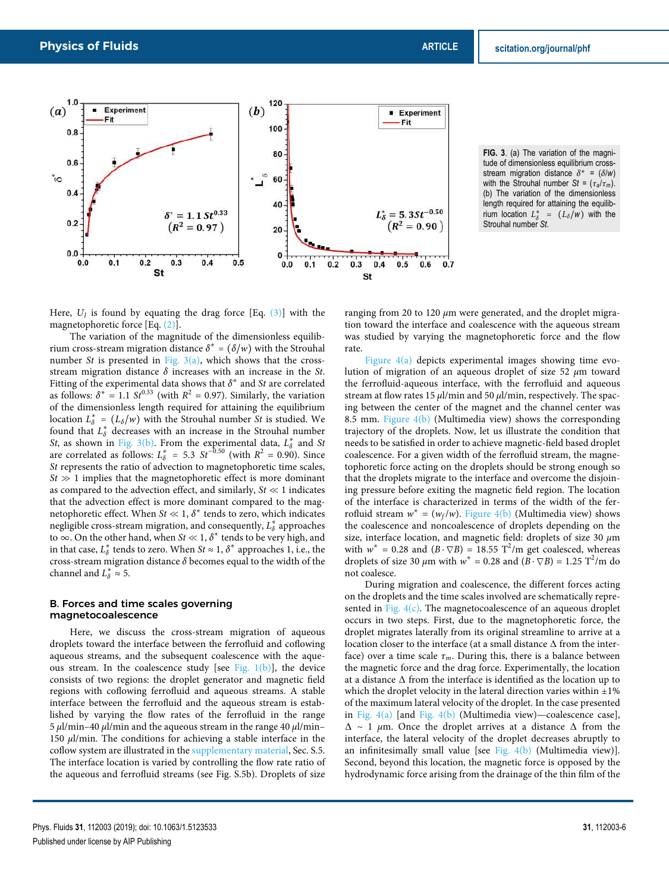FIG. 3. (a) The variation of the magnitude of dimensionless equilibrium cross-stream migration distance $\delta^* = (\delta/w)$ with the Strouhal number $St = (\tau_a/\tau_m)$. (b) The variation of the dimensionless length required for attaining the equilibrium location $L^*_\delta = (L_\delta/w)$ with the Strouhal number $St$.

Here, $U_l$ is found by equating the drag force [Eq. (3)] with the magnetophoretic force [Eq. (2)].

The variation of the magnitude of the dimensionless equilibrium cross-stream migration distance $\delta^* = (\delta/w)$ with the Strouhal number $St$ is presented in Fig. 3(a), which shows that the cross-stream migration distance $\delta$ increases with an increase in the $St$. Fitting of the experimental data shows that $\delta^*$ and $St$ are correlated as follows: $\delta^* = 1.1\ St^{0.33}$ (with $R^2 = 0.97$). Similarly, the variation of the dimensionless length required for attaining the equilibrium location $L^*_\delta = (L_\delta/w)$ with the Strouhal number $St$ is studied. We found that $L^*_\delta$ decreases with an increase in the Strouhal number $St$, as shown in Fig. 3(b). From the experimental data, $L^*_\delta$ and $St$ are correlated as follows: $L^*_\delta = 5.3\ St^{-0.50}$ (with $R^2 = 0.90$). Since $St$ represents the ratio of advection to magnetophoretic time scales, $St \gg 1$ implies that the magnetophoretic effect is more dominant as compared to the advection effect, and similarly, $St \ll 1$ indicates that the advection effect is more dominant compared to the magnetophoretic effect. When $St \ll 1$, $\delta^*$ tends to zero, which indicates negligible cross-stream migration, and consequently, $L^*_\delta$ approaches to $\infty$. On the other hand, when $St \ll 1$, $\delta^*$ tends to be very high, and in that case, $L^*_\delta$ tends to zero. When $St \approx 1$, $\delta^*$ approaches 1, i.e., the cross-stream migration distance $\delta$ becomes equal to the width of the channel and $L^*_\delta \approx 5$.

### B. Forces and time scales governing magnetocoalescence

Here, we discuss the cross-stream migration of aqueous droplets toward the interface between the ferrofluid and coflowing aqueous streams, and the subsequent coalescence with the aqueous stream. In the coalescence study [see Fig. 1(b)], the device consists of two regions: the droplet generator and magnetic field regions with coflowing ferrofluid and aqueous streams. A stable interface between the ferrofluid and the aqueous stream is established by varying the flow rates of the ferrofluid in the range 5 $\mu$l/min–40 $\mu$l/min and the aqueous stream in the range 40 $\mu$l/min–150 $\mu$l/min. The conditions for achieving a stable interface in the coflow system are illustrated in the supplementary material, Sec. S.5. The interface location is varied by controlling the flow rate ratio of the aqueous and ferrofluid streams (see Fig. S.5b). Droplets of size ranging from 20 to 120 $\mu$m were generated, and the droplet migration toward the interface and coalescence with the aqueous stream was studied by varying the magnetophoretic force and the flow rate.

Figure 4(a) depicts experimental images showing time evolution of migration of an aqueous droplet of size 52 $\mu$m toward the ferrofluid-aqueous interface, with the ferrofluid and aqueous stream at flow rates 15 $\mu$l/min and 50 $\mu$l/min, respectively. The spacing between the center of the magnet and the channel center was 8.5 mm. Figure 4(b) (Multimedia view) shows the corresponding trajectory of the droplets. Now, let us illustrate the condition that needs to be satisfied in order to achieve magnetic-field based droplet coalescence. For a given width of the ferrofluid stream, the magnetophoretic force acting on the droplets should be strong enough so that the droplets migrate to the interface and overcome the disjoining pressure before exiting the magnetic field region. The location of the interface is characterized in terms of the width of the ferrofluid stream $w^* = (w_f/w)$. Figure 4(b) (Multimedia view) shows the coalescence and noncoalescence of droplets depending on the size, interface location, and magnetic field: droplets of size 30 $\mu$m with $w^* = 0.28$ and $(B \cdot \nabla B) = 18.55\ \mathrm{T^2/m}$ get coalesced, whereas droplets of size 30 $\mu$m with $w^* = 0.28$ and $(B \cdot \nabla B) = 1.25\ \mathrm{T^2/m}$ do not coalesce.

During migration and coalescence, the different forces acting on the droplets and the time scales involved are schematically represented in Fig. 4(c). The magnetocoalescence of an aqueous droplet occurs in two steps. First, due to the magnetophoretic force, the droplet migrates laterally from its original streamline to arrive at a location closer to the interface (at a small distance $\Delta$ from the interface) over a time scale $\tau_m$. During this, there is a balance between the magnetic force and the drag force. Experimentally, the location at a distance $\Delta$ from the interface is identified as the location up to which the droplet velocity in the lateral direction varies within $\pm 1\%$ of the maximum lateral velocity of the droplet. In the case presented in Fig. 4(a) [and Fig. 4(b) (Multimedia view)—coalescence case], $\Delta \sim 1\ \mu$m. Once the droplet arrives at a distance $\Delta$ from the interface, the lateral velocity of the droplet decreases abruptly to an infinitesimally small value [see Fig. 4(b) (Multimedia view)]. Second, beyond this location, the magnetic force is opposed by the hydrodynamic force arising from the drainage of the thin film of the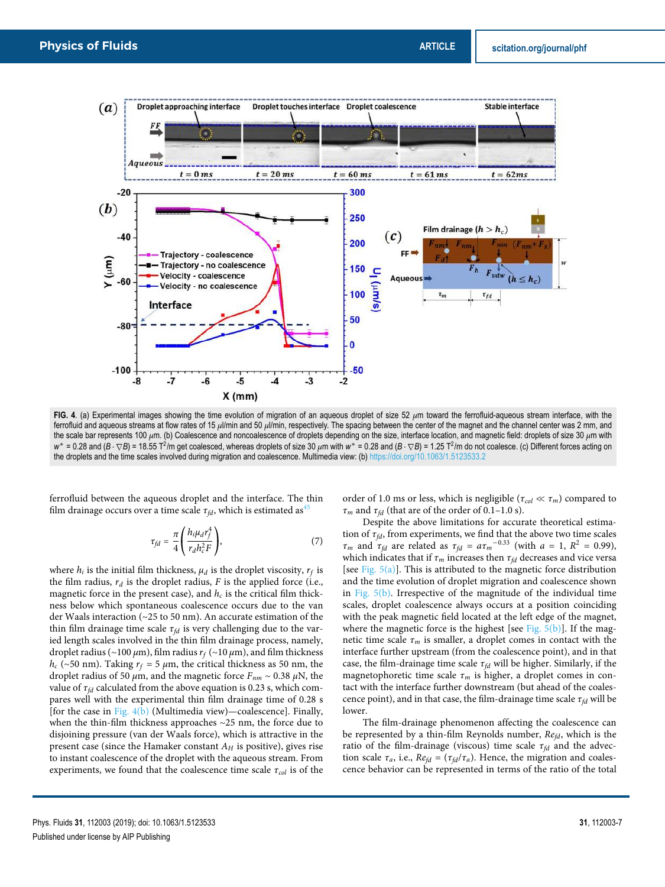FIG. 4. (a) Experimental images showing the time evolution of migration of an aqueous droplet of size 52 $\mu$m toward the ferrofluid-aqueous stream interface, with the ferrofluid and aqueous streams at flow rates of 15 $\mu$l/min and 50 $\mu$l/min, respectively. The spacing between the center of the magnet and the channel center was 2 mm, and the scale bar represents 100 $\mu$m. (b) Coalescence and noncoalescence of droplets depending on the size, interface location, and magnetic field: droplets of size 30 $\mu$m with $w^*$ = 0.28 and $(B \cdot \nabla B)$ = 18.55 T$^2$/m get coalesced, whereas droplets of size 30 $\mu$m with $w^*$ = 0.28 and $(B \cdot \nabla B)$ = 1.25 T$^2$/m do not coalesce. (c) Different forces acting on the droplets and the time scales involved during migration and coalescence. Multimedia view: (b) https://doi.org/10.1063/1.5123533.2

ferrofluid between the aqueous droplet and the interface. The thin film drainage occurs over a time scale $\tau_{fd}$, which is estimated as[45]

$$\tau_{fd} = \frac{\pi}{4}\left(\frac{h_i \mu_d r_f^4}{r_d h_c^2 F}\right), \tag{7}$$

where $h_i$ is the initial film thickness, $\mu_d$ is the droplet viscosity, $r_f$ is the film radius, $r_d$ is the droplet radius, $F$ is the applied force (i.e., magnetic force in the present case), and $h_c$ is the critical film thickness below which spontaneous coalescence occurs due to the van der Waals interaction (~25 to 50 nm). An accurate estimation of the thin film drainage time scale $\tau_{fd}$ is very challenging due to the varied length scales involved in the thin film drainage process, namely, droplet radius (~100 $\mu$m), film radius $r_f$ (~10 $\mu$m), and film thickness $h_c$ (~50 nm). Taking $r_f$ = 5 $\mu$m, the critical thickness as 50 nm, the droplet radius of 50 $\mu$m, and the magnetic force $F_{nm}$ ~ 0.38 $\mu$N, the value of $\tau_{fd}$ calculated from the above equation is 0.23 s, which compares well with the experimental thin film drainage time of 0.28 s [for the case in Fig. 4(b) (Multimedia view)—coalescence]. Finally, when the thin-film thickness approaches ~25 nm, the force due to disjoining pressure (van der Waals force), which is attractive in the present case (since the Hamaker constant $A_H$ is positive), gives rise to instant coalescence of the droplet with the aqueous stream. From experiments, we found that the coalescence time scale $\tau_{col}$ is of the order of 1.0 ms or less, which is negligible ($\tau_{col} \ll \tau_m$) compared to $\tau_m$ and $\tau_{fd}$ (that are of the order of 0.1–1.0 s).

Despite the above limitations for accurate theoretical estimation of $\tau_{fd}$, from experiments, we find that the above two time scales $\tau_m$ and $\tau_{fd}$ are related as $\tau_{fd} = a\tau_m^{-0.33}$ (with $a$ = 1, $R^2$ = 0.99), which indicates that if $\tau_m$ increases then $\tau_{fd}$ decreases and vice versa [see Fig. 5(a)]. This is attributed to the magnetic force distribution and the time evolution of droplet migration and coalescence shown in Fig. 5(b). Irrespective of the magnitude of the individual time scales, droplet coalescence always occurs at a position coinciding with the peak magnetic field located at the left edge of the magnet, where the magnetic force is the highest [see Fig. 5(b)]. If the magnetic time scale $\tau_m$ is smaller, a droplet comes in contact with the interface further upstream (from the coalescence point), and in that case, the film-drainage time scale $\tau_{fd}$ will be higher. Similarly, if the magnetophoretic time scale $\tau_m$ is higher, a droplet comes in contact with the interface further downstream (but ahead of the coalescence point), and in that case, the film-drainage time scale $\tau_{fd}$ will be lower.

The film-drainage phenomenon affecting the coalescence can be represented by a thin-film Reynolds number, $Re_{fd}$, which is the ratio of the film-drainage (viscous) time scale $\tau_{fd}$ and the advection scale $\tau_a$, i.e., $Re_{fd} = (\tau_{fd}/\tau_a)$. Hence, the migration and coalescence behavior can be represented in terms of the ratio of the total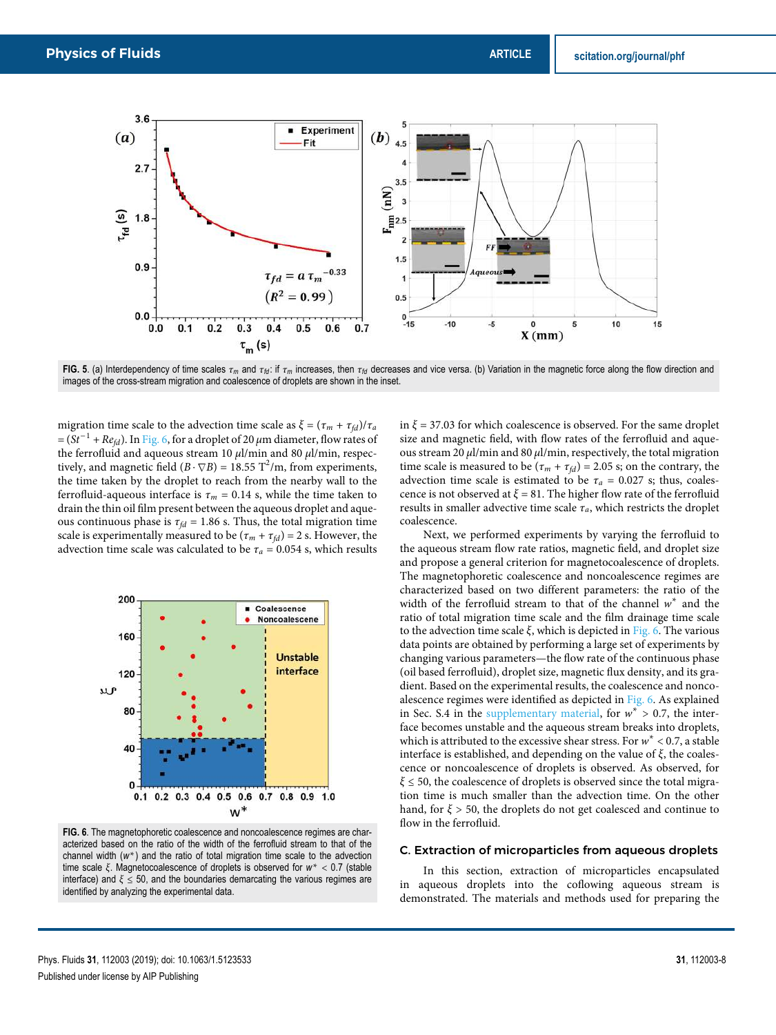FIG. 5. (a) Interdependency of time scales $\tau_m$ and $\tau_{fd}$: if $\tau_m$ increases, then $\tau_{fd}$ decreases and vice versa. (b) Variation in the magnetic force along the flow direction and images of the cross-stream migration and coalescence of droplets are shown in the inset.

migration time scale to the advection time scale as $\xi = (\tau_m + \tau_{fd})/\tau_a = (St^{-1} + Re_{fd})$. In Fig. 6, for a droplet of 20 $\mu$m diameter, flow rates of the ferrofluid and aqueous stream 10 $\mu$l/min and 80 $\mu$l/min, respectively, and magnetic field $(B \cdot \nabla B) = 18.55$ T$^2$/m, from experiments, the time taken by the droplet to reach from the nearby wall to the ferrofluid-aqueous interface is $\tau_m = 0.14$ s, while the time taken to drain the thin oil film present between the aqueous droplet and aqueous continuous phase is $\tau_{fd} = 1.86$ s. Thus, the total migration time scale is experimentally measured to be $(\tau_m + \tau_{fd}) = 2$ s. However, the advection time scale was calculated to be $\tau_a = 0.054$ s, which results in $\xi = 37.03$ for which coalescence is observed. For the same droplet size and magnetic field, with flow rates of the ferrofluid and aqueous stream 20 $\mu$l/min and 80 $\mu$l/min, respectively, the total migration time scale is measured to be $(\tau_m + \tau_{fd}) = 2.05$ s; on the contrary, the advection time scale is estimated to be $\tau_a = 0.027$ s; thus, coalescence is not observed at $\xi = 81$. The higher flow rate of the ferrofluid results in smaller advective time scale $\tau_a$, which restricts the droplet coalescence.

FIG. 6. The magnetophoretic coalescence and noncoalescence regimes are characterized based on the ratio of the width of the ferrofluid stream to that of the channel width ($w^*$) and the ratio of total migration time scale to the advection time scale $\xi$. Magnetocoalescence of droplets is observed for $w^* < 0.7$ (stable interface) and $\xi \leq 50$, and the boundaries demarcating the various regimes are identified by analyzing the experimental data.

Next, we performed experiments by varying the ferrofluid to the aqueous stream flow rate ratios, magnetic field, and droplet size and propose a general criterion for magnetocoalescence of droplets. The magnetophoretic coalescence and noncoalescence regimes are characterized based on two different parameters: the ratio of the width of the ferrofluid stream to that of the channel $w^*$ and the ratio of total migration time scale and the film drainage time scale to the advection time scale $\xi$, which is depicted in Fig. 6. The various data points are obtained by performing a large set of experiments by changing various parameters—the flow rate of the continuous phase (oil based ferrofluid), droplet size, magnetic flux density, and its gradient. Based on the experimental results, the coalescence and noncoalescence regimes were identified as depicted in Fig. 6. As explained in Sec. S.4 in the supplementary material, for $w^* > 0.7$, the interface becomes unstable and the aqueous stream breaks into droplets, which is attributed to the excessive shear stress. For $w^* < 0.7$, a stable interface is established, and depending on the value of $\xi$, the coalescence or noncoalescence of droplets is observed. As observed, for $\xi \leq 50$, the coalescence of droplets is observed since the total migration time is much smaller than the advection time. On the other hand, for $\xi > 50$, the droplets do not get coalesced and continue to flow in the ferrofluid.

## C. Extraction of microparticles from aqueous droplets

In this section, extraction of microparticles encapsulated in aqueous droplets into the coflowing aqueous stream is demonstrated. The materials and methods used for preparing the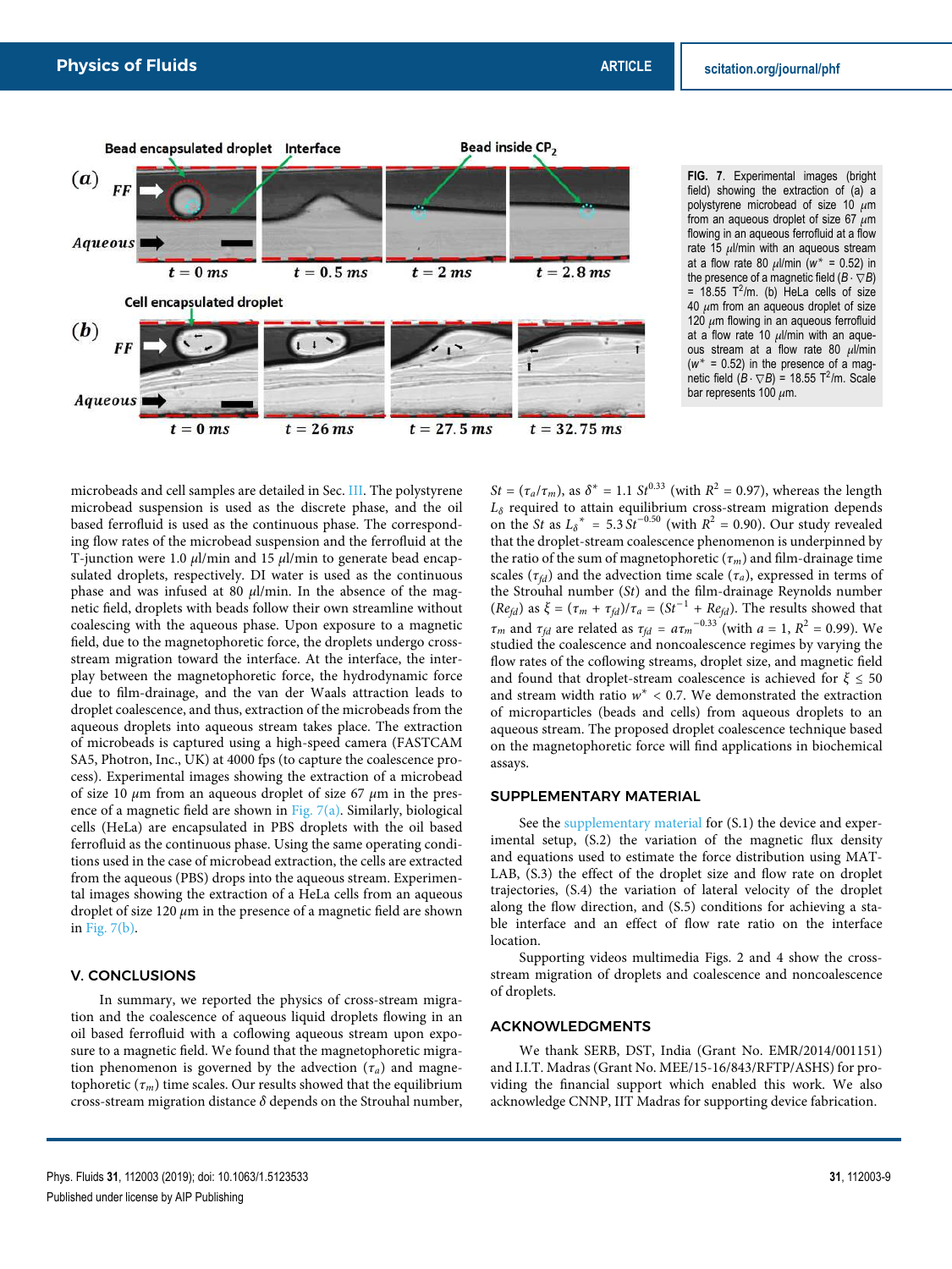**FIG. 7**. Experimental images (bright field) showing the extraction of (a) a polystyrene microbead of size 10 $\mu$m from an aqueous droplet of size 67 $\mu$m flowing in an aqueous ferrofluid at a flow rate 15 $\mu$l/min with an aqueous stream at a flow rate 80 $\mu$l/min ($w^*$ = 0.52) in the presence of a magnetic field ($B \cdot \nabla B$) = 18.55 $T^2$/m. (b) HeLa cells of size 40 $\mu$m from an aqueous droplet of size 120 $\mu$m flowing in an aqueous ferrofluid at a flow rate 10 $\mu$l/min with an aqueous stream at a flow rate 80 $\mu$l/min ($w^*$ = 0.52) in the presence of a magnetic field ($B \cdot \nabla B$) = 18.55 $T^2$/m. Scale bar represents 100 $\mu$m.

microbeads and cell samples are detailed in Sec. III. The polystyrene microbead suspension is used as the discrete phase, and the oil based ferrofluid is used as the continuous phase. The corresponding flow rates of the microbead suspension and the ferrofluid at the T-junction were 1.0 $\mu$l/min and 15 $\mu$l/min to generate bead encapsulated droplets, respectively. DI water is used as the continuous phase and was infused at 80 $\mu$l/min. In the absence of the magnetic field, droplets with beads follow their own streamline without coalescing with the aqueous phase. Upon exposure to a magnetic field, due to the magnetophoretic force, the droplets undergo cross-stream migration toward the interface. At the interface, the interplay between the magnetophoretic force, the hydrodynamic force due to film-drainage, and the van der Waals attraction leads to droplet coalescence, and thus, extraction of the microbeads from the aqueous droplets into aqueous stream takes place. The extraction of microbeads is captured using a high-speed camera (FASTCAM SA5, Photron, Inc., UK) at 4000 fps (to capture the coalescence process). Experimental images showing the extraction of a microbead of size 10 $\mu$m from an aqueous droplet of size 67 $\mu$m in the presence of a magnetic field are shown in Fig. 7(a). Similarly, biological cells (HeLa) are encapsulated in PBS droplets with the oil based ferrofluid as the continuous phase. Using the same operating conditions used in the case of microbead extraction, the cells are extracted from the aqueous (PBS) drops into the aqueous stream. Experimental images showing the extraction of a HeLa cells from an aqueous droplet of size 120 $\mu$m in the presence of a magnetic field are shown in Fig. 7(b).

## V. CONCLUSIONS

In summary, we reported the physics of cross-stream migration and the coalescence of aqueous liquid droplets flowing in an oil based ferrofluid with a coflowing aqueous stream upon exposure to a magnetic field. We found that the magnetophoretic migration phenomenon is governed by the advection ($\tau_a$) and magnetophoretic ($\tau_m$) time scales. Our results showed that the equilibrium cross-stream migration distance $\delta$ depends on the Strouhal number, $St = (\tau_a/\tau_m)$, as $\delta^* = 1.1\ St^{0.33}$ (with $R^2 = 0.97$), whereas the length $L_\delta$ required to attain equilibrium cross-stream migration depends on the $St$ as $L_\delta{}^* = 5.3\ St^{-0.50}$ (with $R^2 = 0.90$). Our study revealed that the droplet-stream coalescence phenomenon is underpinned by the ratio of the sum of magnetophoretic ($\tau_m$) and film-drainage time scales ($\tau_{fd}$) and the advection time scale ($\tau_a$), expressed in terms of the Strouhal number ($St$) and the film-drainage Reynolds number ($Re_{fd}$) as $\xi = (\tau_m + \tau_{fd})/\tau_a = (St^{-1} + Re_{fd})$. The results showed that $\tau_m$ and $\tau_{fd}$ are related as $\tau_{fd} = a\tau_m{}^{-0.33}$ (with $a = 1$, $R^2 = 0.99$). We studied the coalescence and noncoalescence regimes by varying the flow rates of the coflowing streams, droplet size, and magnetic field and found that droplet-stream coalescence is achieved for $\xi \le 50$ and stream width ratio $w^* < 0.7$. We demonstrated the extraction of microparticles (beads and cells) from aqueous droplets to an aqueous stream. The proposed droplet coalescence technique based on the magnetophoretic force will find applications in biochemical assays.

## SUPPLEMENTARY MATERIAL

See the supplementary material for (S.1) the device and experimental setup, (S.2) the variation of the magnetic flux density and equations used to estimate the force distribution using MATLAB, (S.3) the effect of the droplet size and flow rate on droplet trajectories, (S.4) the variation of lateral velocity of the droplet along the flow direction, and (S.5) conditions for achieving a stable interface and an effect of flow rate ratio on the interface location.

Supporting videos multimedia Figs. 2 and 4 show the cross-stream migration of droplets and coalescence and noncoalescence of droplets.

## ACKNOWLEDGMENTS

We thank SERB, DST, India (Grant No. EMR/2014/001151) and I.I.T. Madras (Grant No. MEE/15-16/843/RFTP/ASHS) for providing the financial support which enabled this work. We also acknowledge CNNP, IIT Madras for supporting device fabrication.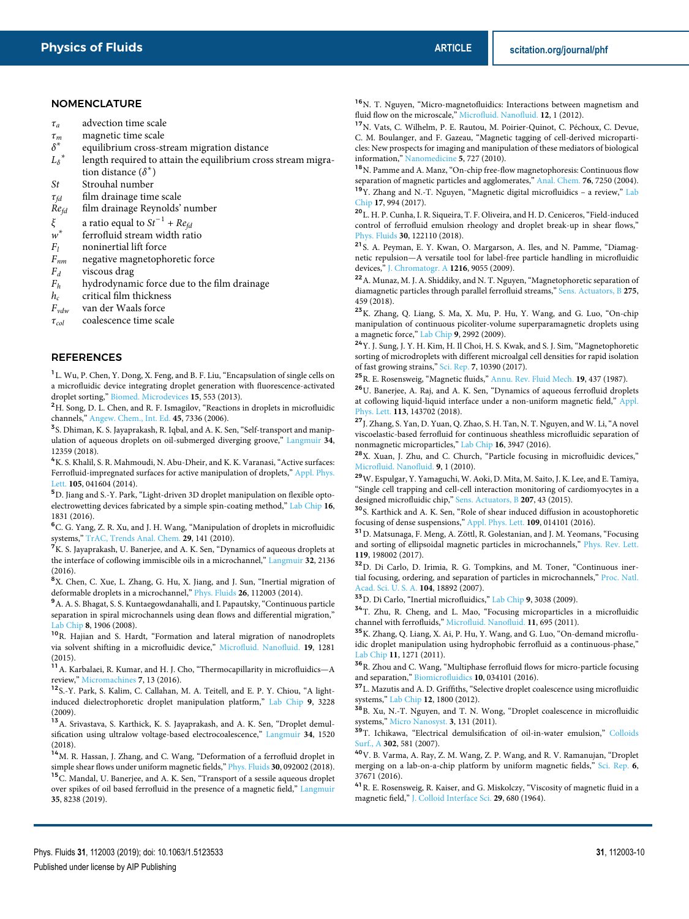## NOMENCLATURE

$\tau_a$ advection time scale
$\tau_m$ magnetic time scale
$\delta^*$ equilibrium cross-stream migration distance
$L_{\delta}{}^*$ length required to attain the equilibrium cross stream migration distance ($\delta^*$)
$St$ Strouhal number
$\tau_{fd}$ film drainage time scale
$Re_{fd}$ film drainage Reynolds' number
$\xi$ a ratio equal to $St^{-1} + Re_{fd}$
$w^*$ ferrofluid stream width ratio
$F_l$ noninertial lift force
$F_{nm}$ negative magnetophoretic force
$F_d$ viscous drag
$F_h$ hydrodynamic force due to the film drainage
$h_c$ critical film thickness
$F_{vdw}$ van der Waals force
$\tau_{col}$ coalescence time scale

## REFERENCES

[1] L. Wu, P. Chen, Y. Dong, X. Feng, and B. F. Liu, "Encapsulation of single cells on a microfluidic device integrating droplet generation with fluorescence-activated droplet sorting," Biomed. Microdevices **15**, 553 (2013).

[2] H. Song, D. L. Chen, and R. F. Ismagilov, "Reactions in droplets in microfluidic channels," Angew. Chem., Int. Ed. **45**, 7336 (2006).

[3] S. Dhiman, K. S. Jayaprakash, R. Iqbal, and A. K. Sen, "Self-transport and manipulation of aqueous droplets on oil-submerged diverging groove," Langmuir **34**, 12359 (2018).

[4] K. S. Khalil, S. R. Mahmoudi, N. Abu-Dheir, and K. K. Varanasi, "Active surfaces: Ferrofluid-impregnated surfaces for active manipulation of droplets," Appl. Phys. Lett. **105**, 041604 (2014).

[5] D. Jiang and S.-Y. Park, "Light-driven 3D droplet manipulation on flexible optoelectrowetting devices fabricated by a simple spin-coating method," Lab Chip **16**, 1831 (2016).

[6] C. G. Yang, Z. R. Xu, and J. H. Wang, "Manipulation of droplets in microfluidic systems," TrAC, Trends Anal. Chem. **29**, 141 (2010).

[7] K. S. Jayaprakash, U. Banerjee, and A. K. Sen, "Dynamics of aqueous droplets at the interface of coflowing immiscible oils in a microchannel," Langmuir **32**, 2136 (2016).

[8] X. Chen, C. Xue, L. Zhang, G. Hu, X. Jiang, and J. Sun, "Inertial migration of deformable droplets in a microchannel," Phys. Fluids **26**, 112003 (2014).

[9] A. A. S. Bhagat, S. S. Kuntaegowdanahalli, and I. Papautsky, "Continuous particle separation in spiral microchannels using dean flows and differential migration," Lab Chip **8**, 1906 (2008).

[10] R. Hajian and S. Hardt, "Formation and lateral migration of nanodroplets via solvent shifting in a microfluidic device," Microfluid. Nanofluid. **19**, 1281 (2015).

[11] A. Karbalaei, R. Kumar, and H. J. Cho, "Thermocapillarity in microfluidics—A review," Micromachines **7**, 13 (2016).

[12] S.-Y. Park, S. Kalim, C. Callahan, M. A. Teitell, and E. P. Y. Chiou, "A light-induced dielectrophoretic droplet manipulation platform," Lab Chip **9**, 3228 (2009).

[13] A. Srivastava, S. Karthick, K. S. Jayaprakash, and A. K. Sen, "Droplet demulsification using ultralow voltage-based electrocoalescence," Langmuir **34**, 1520 (2018).

[14] M. R. Hassan, J. Zhang, and C. Wang, "Deformation of a ferrofluid droplet in simple shear flows under uniform magnetic fields," Phys. Fluids **30**, 092002 (2018).

[15] C. Mandal, U. Banerjee, and A. K. Sen, "Transport of a sessile aqueous droplet over spikes of oil based ferrofluid in the presence of a magnetic field," Langmuir **35**, 8238 (2019).

[16] N. T. Nguyen, "Micro-magnetofluidics: Interactions between magnetism and fluid flow on the microscale," Microfluid. Nanofluid. **12**, 1 (2012).

[17] N. Vats, C. Wilhelm, P. E. Rautou, O. Poirier-Quinot, C. Péchoux, C. Devue, C. M. Boulanger, and F. Gazeau, "Magnetic tagging of cell-derived microparticles: New prospects for imaging and manipulation of these mediators of biological information," Nanomedicine **5**, 727 (2010).

[18] N. Pamme and A. Manz, "On-chip free-flow magnetophoresis: Continuous flow separation of magnetic particles and agglomerates," Anal. Chem. **76**, 7250 (2004).

[19] Y. Zhang and N.-T. Nguyen, "Magnetic digital microfluidics – a review," Lab Chip **17**, 994 (2017).

[20] L. H. P. Cunha, I. R. Siqueira, T. F. Oliveira, and H. D. Ceniceros, "Field-induced control of ferrofluid emulsion rheology and droplet break-up in shear flows," Phys. Fluids **30**, 122110 (2018).

[21] S. A. Peyman, E. Y. Kwan, O. Margarson, A. Iles, and N. Pamme, "Diamagnetic repulsion—A versatile tool for label-free particle handling in microfluidic devices," J. Chromatogr. A **1216**, 9055 (2009).

[22] A. Munaz, M. J. A. Shiddiky, and N. T. Nguyen, "Magnetophoretic separation of diamagnetic particles through parallel ferrofluid streams," Sens. Actuators, B **275**, 459 (2018).

[23] K. Zhang, Q. Liang, S. Ma, X. Mu, P. Hu, Y. Wang, and G. Luo, "On-chip manipulation of continuous picoliter-volume superparamagnetic droplets using a magnetic force," Lab Chip **9**, 2992 (2009).

[24] Y. J. Sung, J. Y. H. Kim, H. Il Choi, H. S. Kwak, and S. J. Sim, "Magnetophoretic sorting of microdroplets with different microalgal cell densities for rapid isolation of fast growing strains," Sci. Rep. **7**, 10390 (2017).

[25] R. E. Rosensweig, "Magnetic fluids," Annu. Rev. Fluid Mech. **19**, 437 (1987).

[26] U. Banerjee, A. Raj, and A. K. Sen, "Dynamics of aqueous ferrofluid droplets at coflowing liquid-liquid interface under a non-uniform magnetic field," Appl. Phys. Lett. **113**, 143702 (2018).

[27] J. Zhang, S. Yan, D. Yuan, Q. Zhao, S. H. Tan, N. T. Nguyen, and W. Li, "A novel viscoelastic-based ferrofluid for continuous sheathless microfluidic separation of nonmagnetic microparticles," Lab Chip **16**, 3947 (2016).

[28] X. Xuan, J. Zhu, and C. Church, "Particle focusing in microfluidic devices," Microfluid. Nanofluid. **9**, 1 (2010).

[29] W. Espulgar, Y. Yamaguchi, W. Aoki, D. Mita, M. Saito, J. K. Lee, and E. Tamiya, "Single cell trapping and cell-cell interaction monitoring of cardiomyocytes in a designed microfluidic chip," Sens. Actuators, B **207**, 43 (2015).

[30] S. Karthick and A. K. Sen, "Role of shear induced diffusion in acoustophoretic focusing of dense suspensions," Appl. Phys. Lett. **109**, 014101 (2016).

[31] D. Matsunaga, F. Meng, A. Zöttl, R. Golestanian, and J. M. Yeomans, "Focusing and sorting of ellipsoidal magnetic particles in microchannels," Phys. Rev. Lett. **119**, 198002 (2017).

[32] D. Di Carlo, D. Irimia, R. G. Tompkins, and M. Toner, "Continuous inertial focusing, ordering, and separation of particles in microchannels," Proc. Natl. Acad. Sci. U. S. A. **104**, 18892 (2007).

[33] D. Di Carlo, "Inertial microfluidics," Lab Chip **9**, 3038 (2009).

[34] T. Zhu, R. Cheng, and L. Mao, "Focusing microparticles in a microfluidic channel with ferrofluids," Microfluid. Nanofluid. **11**, 695 (2011).

[35] K. Zhang, Q. Liang, X. Ai, P. Hu, Y. Wang, and G. Luo, "On-demand microfluidic droplet manipulation using hydrophobic ferrofluid as a continuous-phase," Lab Chip **11**, 1271 (2011).

[36] R. Zhou and C. Wang, "Multiphase ferrofluid flows for micro-particle focusing and separation," Biomicrofluidics **10**, 034101 (2016).

[37] L. Mazutis and A. D. Griffiths, "Selective droplet coalescence using microfluidic systems," Lab Chip **12**, 1800 (2012).

[38] B. Xu, N.-T. Nguyen, and T. N. Wong, "Droplet coalescence in microfluidic systems," Micro Nanosyst. **3**, 131 (2011).

[39] T. Ichikawa, "Electrical demulsification of oil-in-water emulsion," Colloids Surf., A **302**, 581 (2007).

[40] V. B. Varma, A. Ray, Z. M. Wang, Z. P. Wang, and R. V. Ramanujan, "Droplet merging on a lab-on-a-chip platform by uniform magnetic fields," Sci. Rep. **6**, 37671 (2016).

[41] R. E. Rosensweig, R. Kaiser, and G. Miskolczy, "Viscosity of magnetic fluid in a magnetic field," J. Colloid Interface Sci. **29**, 680 (1964).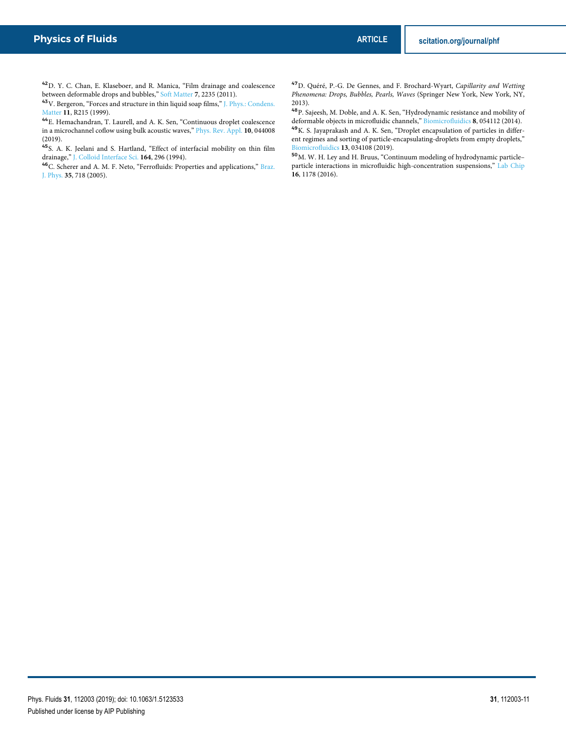[42] D. Y. C. Chan, E. Klaseboer, and R. Manica, "Film drainage and coalescence between deformable drops and bubbles," Soft Matter **7**, 2235 (2011).

[43] V. Bergeron, "Forces and structure in thin liquid soap films," J. Phys.: Condens. Matter **11**, R215 (1999).

[44] E. Hemachandran, T. Laurell, and A. K. Sen, "Continuous droplet coalescence in a microchannel coflow using bulk acoustic waves," Phys. Rev. Appl. **10**, 044008 (2019).

[45] S. A. K. Jeelani and S. Hartland, "Effect of interfacial mobility on thin film drainage," J. Colloid Interface Sci. **164**, 296 (1994).

[46] C. Scherer and A. M. F. Neto, "Ferrofluids: Properties and applications," Braz. J. Phys. **35**, 718 (2005).

[47] D. Quéré, P.-G. De Gennes, and F. Brochard-Wyart, *Capillarity and Wetting Phenomena: Drops, Bubbles, Pearls, Waves* (Springer New York, New York, NY, 2013).

[48] P. Sajeesh, M. Doble, and A. K. Sen, "Hydrodynamic resistance and mobility of deformable objects in microfluidic channels," Biomicrofluidics **8**, 054112 (2014).

[49] K. S. Jayaprakash and A. K. Sen, "Droplet encapsulation of particles in different regimes and sorting of particle-encapsulating-droplets from empty droplets," Biomicrofluidics **13**, 034108 (2019).

[50] M. W. H. Ley and H. Bruus, "Continuum modeling of hydrodynamic particle–particle interactions in microfluidic high-concentration suspensions," Lab Chip **16**, 1178 (2016).